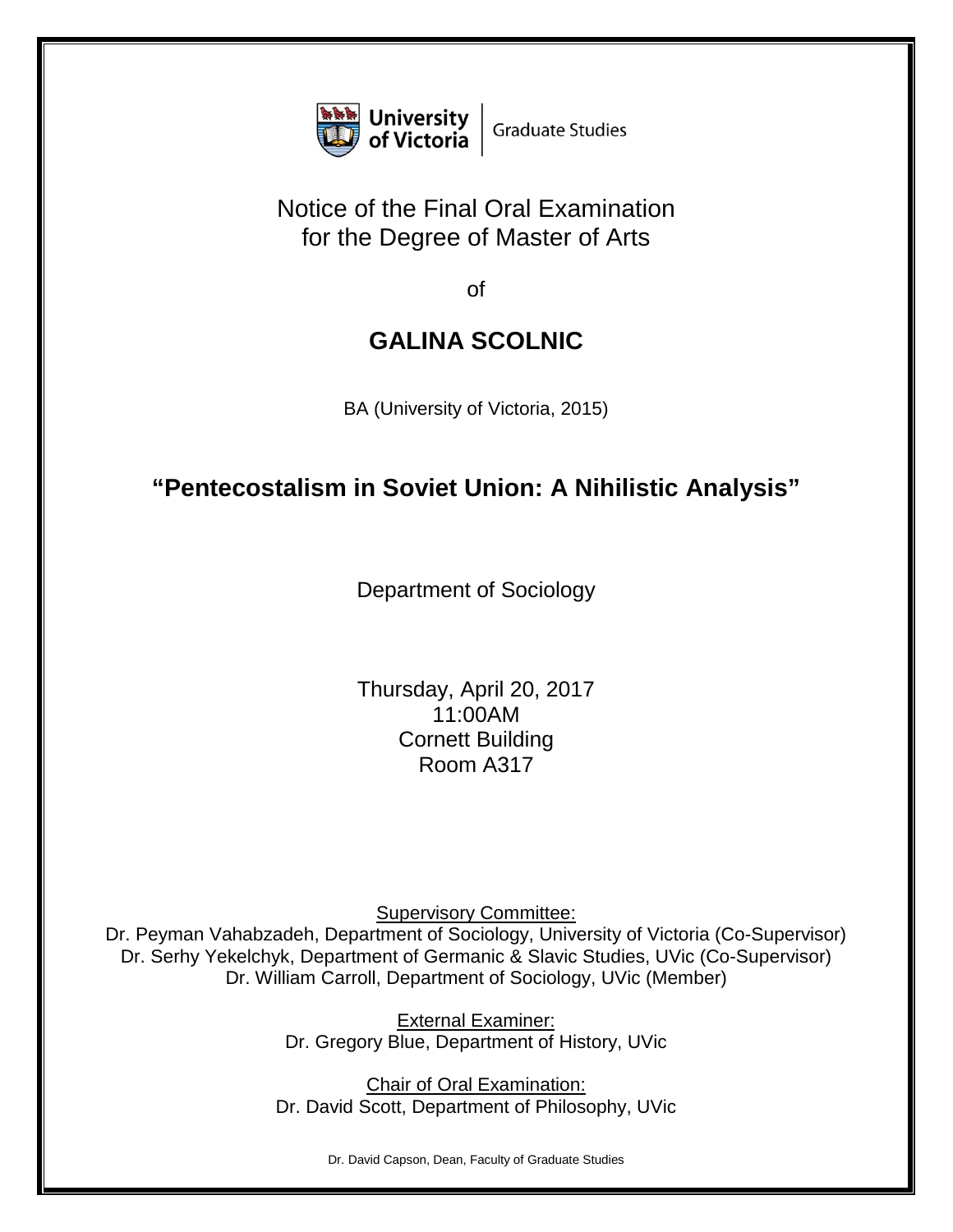University of Victoria | Graduate Studies

# Notice of the Final Oral Examination for the Degree of Master of Arts

of

## GALINA SCOLNIC

BA (University of Victoria, 2015)

## "Pentecostalism in Soviet Union: A Nihilistic Analysis"

Department of Sociology

Thursday, April 20, 2017
11:00AM
Cornett Building
Room A317

Supervisory Committee:
Dr. Peyman Vahabzadeh, Department of Sociology, University of Victoria (Co-Supervisor)
Dr. Serhy Yekelchyk, Department of Germanic & Slavic Studies, UVic (Co-Supervisor)
Dr. William Carroll, Department of Sociology, UVic (Member)

External Examiner:
Dr. Gregory Blue, Department of History, UVic

Chair of Oral Examination:
Dr. David Scott, Department of Philosophy, UVic

Dr. David Capson, Dean, Faculty of Graduate Studies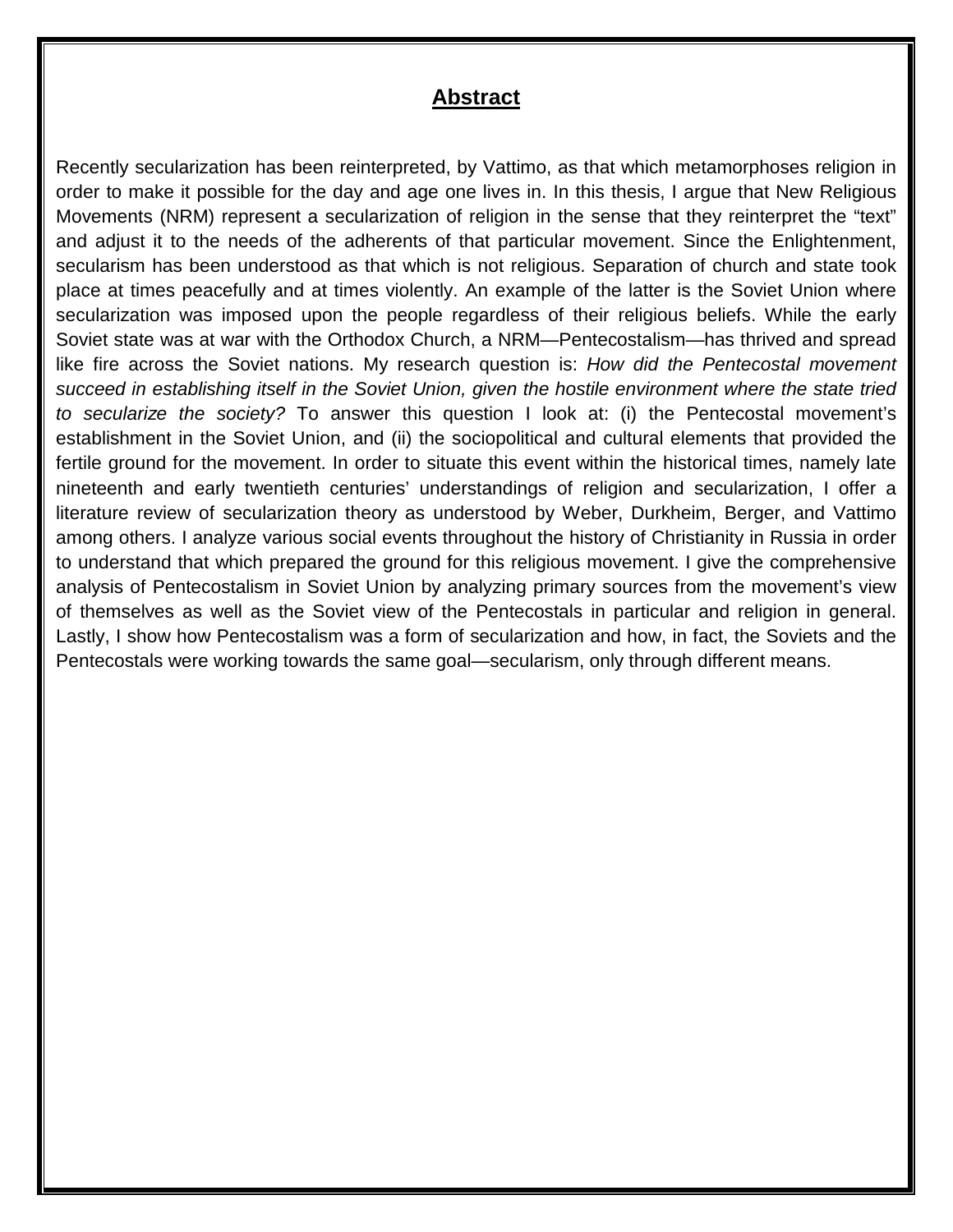# **Abstract**

Recently secularization has been reinterpreted, by Vattimo, as that which metamorphoses religion in order to make it possible for the day and age one lives in. In this thesis, I argue that New Religious Movements (NRM) represent a secularization of religion in the sense that they reinterpret the "text" and adjust it to the needs of the adherents of that particular movement. Since the Enlightenment, secularism has been understood as that which is not religious. Separation of church and state took place at times peacefully and at times violently. An example of the latter is the Soviet Union where secularization was imposed upon the people regardless of their religious beliefs. While the early Soviet state was at war with the Orthodox Church, a NRM—Pentecostalism—has thrived and spread like fire across the Soviet nations. My research question is: *How did the Pentecostal movement succeed in establishing itself in the Soviet Union, given the hostile environment where the state tried to secularize the society?* To answer this question I look at: (i) the Pentecostal movement's establishment in the Soviet Union, and (ii) the sociopolitical and cultural elements that provided the fertile ground for the movement. In order to situate this event within the historical times, namely late nineteenth and early twentieth centuries' understandings of religion and secularization, I offer a literature review of secularization theory as understood by Weber, Durkheim, Berger, and Vattimo among others. I analyze various social events throughout the history of Christianity in Russia in order to understand that which prepared the ground for this religious movement. I give the comprehensive analysis of Pentecostalism in Soviet Union by analyzing primary sources from the movement's view of themselves as well as the Soviet view of the Pentecostals in particular and religion in general. Lastly, I show how Pentecostalism was a form of secularization and how, in fact, the Soviets and the Pentecostals were working towards the same goal—secularism, only through different means.